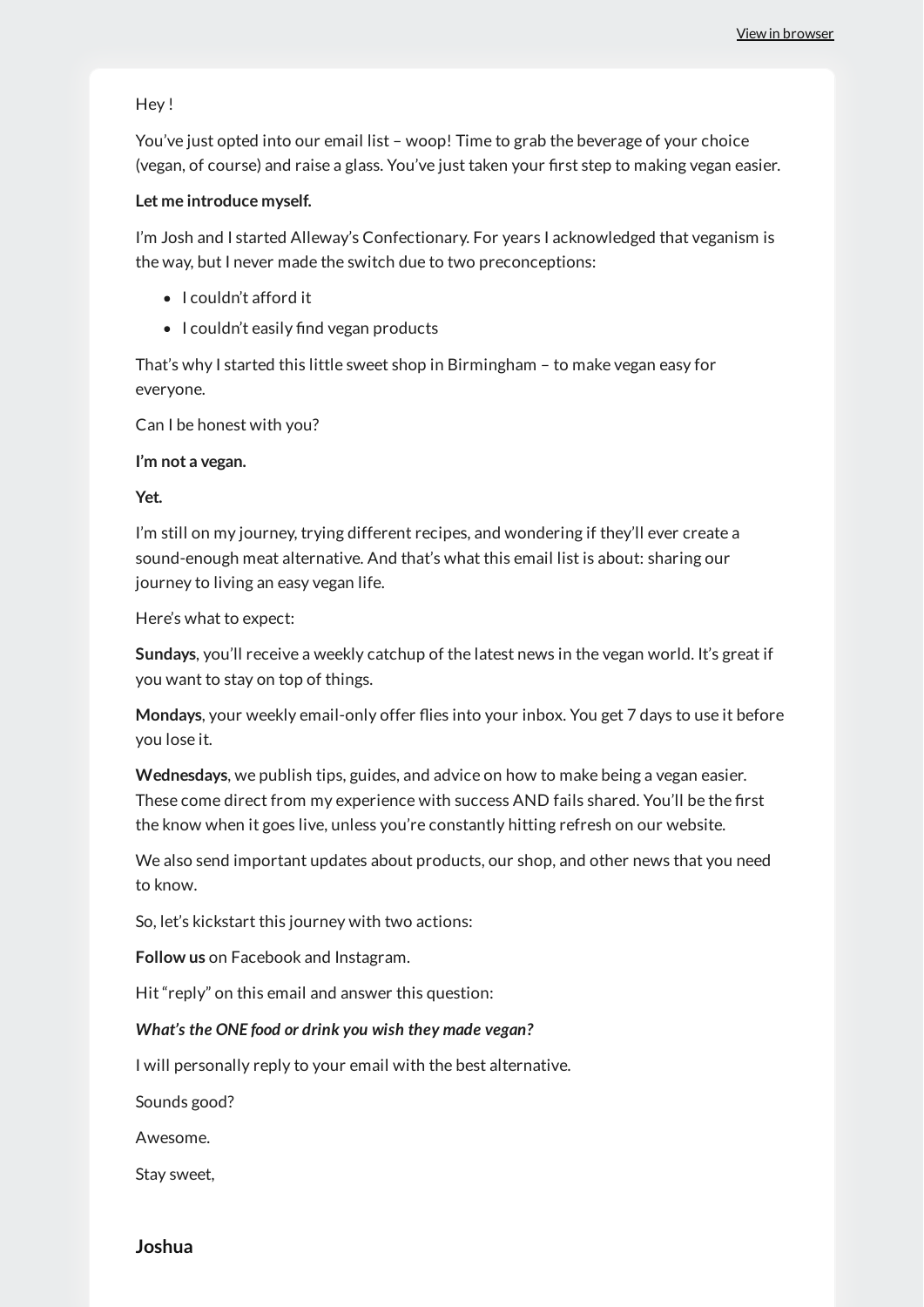View in browser

Hey !

You've just opted into our email list – woop! Time to grab the beverage of your choice (vegan, of course) and raise a glass. You've just taken your first step to making vegan easier.

**Let me introduce myself.**

I'm Josh and I started Alleway's Confectionary. For years I acknowledged that veganism is the way, but I never made the switch due to two preconceptions:

- I couldn't afford it
- I couldn't easily find vegan products

That's why I started this little sweet shop in Birmingham – to make vegan easy for everyone.

Can I be honest with you?

**I'm not a vegan.**

**Yet.**

I'm still on my journey, trying different recipes, and wondering if they'll ever create a sound-enough meat alternative. And that's what this email list is about: sharing our journey to living an easy vegan life.

Here's what to expect:

**Sundays**, you'll receive a weekly catchup of the latest news in the vegan world. It's great if you want to stay on top of things.

**Mondays**, your weekly email-only offer flies into your inbox. You get 7 days to use it before you lose it.

**Wednesdays**, we publish tips, guides, and advice on how to make being a vegan easier. These come direct from my experience with success AND fails shared. You'll be the first the know when it goes live, unless you're constantly hitting refresh on our website.

We also send important updates about products, our shop, and other news that you need to know.

So, let's kickstart this journey with two actions:

**Follow us** on Facebook and Instagram.

Hit "reply" on this email and answer this question:

***What's the ONE food or drink you wish they made vegan?***

I will personally reply to your email with the best alternative.

Sounds good?

Awesome.

Stay sweet,

**Joshua**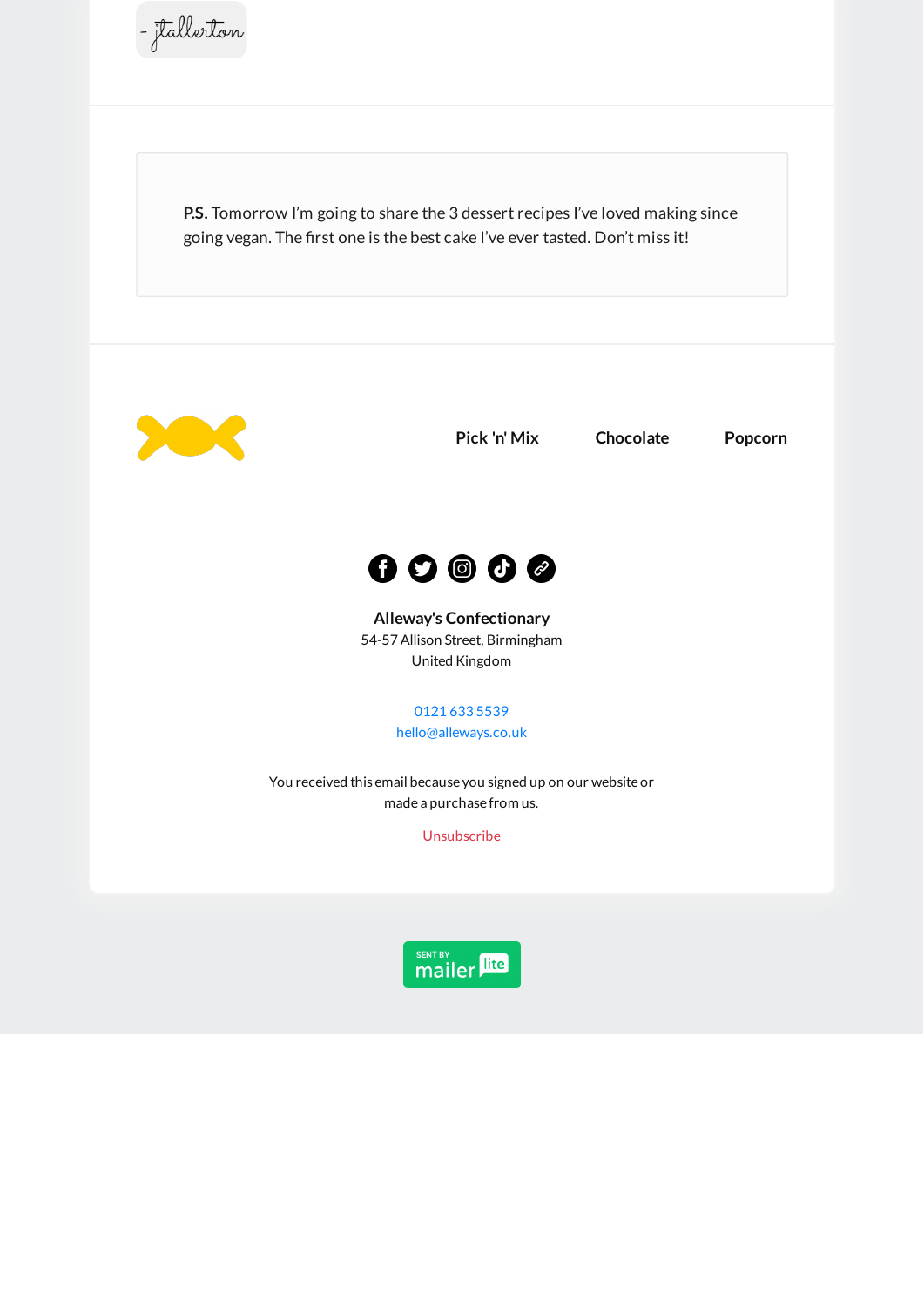- jtallerton

**P.S.** Tomorrow I'm going to share the 3 dessert recipes I've loved making since going vegan. The first one is the best cake I've ever tasted. Don't miss it!

**Pick 'n' Mix** **Chocolate** **Popcorn**

**Alleway's Confectionary**
54-57 Allison Street, Birmingham
United Kingdom

0121 633 5539
hello@alleways.co.uk

You received this email because you signed up on our website or made a purchase from us.

Unsubscribe

SENT BY mailer lite